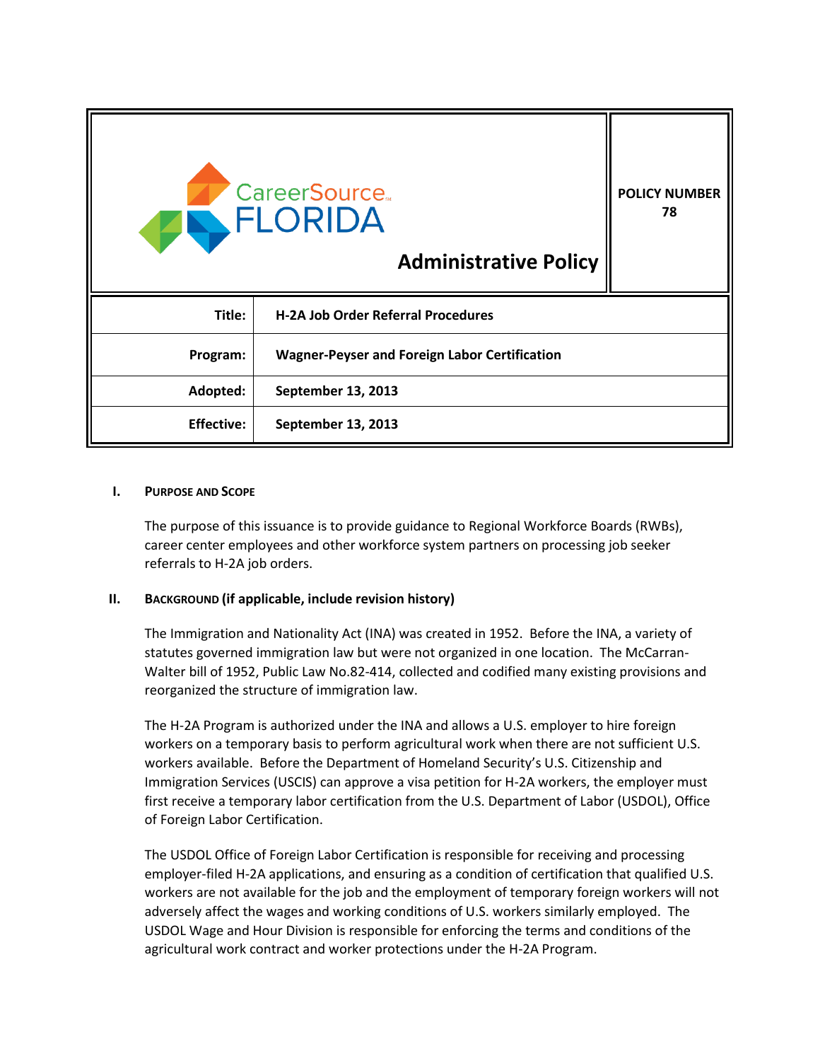CareerSource FLORIDA

**Administrative Policy**

**POLICY NUMBER 78**

| | |
|---|---|
| **Title:** | **H-2A Job Order Referral Procedures** |
| **Program:** | **Wagner-Peyser and Foreign Labor Certification** |
| **Adopted:** | **September 13, 2013** |
| **Effective:** | **September 13, 2013** |

## I. Purpose and Scope

The purpose of this issuance is to provide guidance to Regional Workforce Boards (RWBs), career center employees and other workforce system partners on processing job seeker referrals to H-2A job orders.

## II. Background (if applicable, include revision history)

The Immigration and Nationality Act (INA) was created in 1952. Before the INA, a variety of statutes governed immigration law but were not organized in one location. The McCarran-Walter bill of 1952, Public Law No.82-414, collected and codified many existing provisions and reorganized the structure of immigration law.

The H-2A Program is authorized under the INA and allows a U.S. employer to hire foreign workers on a temporary basis to perform agricultural work when there are not sufficient U.S. workers available. Before the Department of Homeland Security's U.S. Citizenship and Immigration Services (USCIS) can approve a visa petition for H-2A workers, the employer must first receive a temporary labor certification from the U.S. Department of Labor (USDOL), Office of Foreign Labor Certification.

The USDOL Office of Foreign Labor Certification is responsible for receiving and processing employer-filed H-2A applications, and ensuring as a condition of certification that qualified U.S. workers are not available for the job and the employment of temporary foreign workers will not adversely affect the wages and working conditions of U.S. workers similarly employed. The USDOL Wage and Hour Division is responsible for enforcing the terms and conditions of the agricultural work contract and worker protections under the H-2A Program.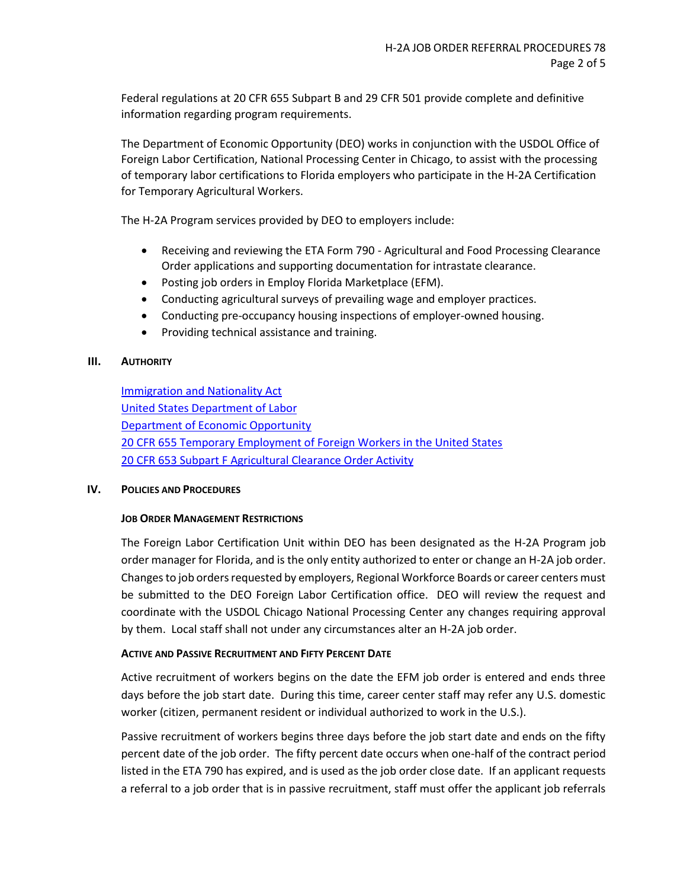Federal regulations at 20 CFR 655 Subpart B and 29 CFR 501 provide complete and definitive information regarding program requirements.

The Department of Economic Opportunity (DEO) works in conjunction with the USDOL Office of Foreign Labor Certification, National Processing Center in Chicago, to assist with the processing of temporary labor certifications to Florida employers who participate in the H-2A Certification for Temporary Agricultural Workers.

The H-2A Program services provided by DEO to employers include:

- Receiving and reviewing the ETA Form 790 - Agricultural and Food Processing Clearance Order applications and supporting documentation for intrastate clearance.
- Posting job orders in Employ Florida Marketplace (EFM).
- Conducting agricultural surveys of prevailing wage and employer practices.
- Conducting pre-occupancy housing inspections of employer-owned housing.
- Providing technical assistance and training.

## III. Authority

Immigration and Nationality Act
United States Department of Labor
Department of Economic Opportunity
20 CFR 655 Temporary Employment of Foreign Workers in the United States
20 CFR 653 Subpart F Agricultural Clearance Order Activity

## IV. Policies and Procedures

### Job Order Management Restrictions

The Foreign Labor Certification Unit within DEO has been designated as the H-2A Program job order manager for Florida, and is the only entity authorized to enter or change an H-2A job order. Changes to job orders requested by employers, Regional Workforce Boards or career centers must be submitted to the DEO Foreign Labor Certification office. DEO will review the request and coordinate with the USDOL Chicago National Processing Center any changes requiring approval by them. Local staff shall not under any circumstances alter an H-2A job order.

### Active and Passive Recruitment and Fifty Percent Date

Active recruitment of workers begins on the date the EFM job order is entered and ends three days before the job start date. During this time, career center staff may refer any U.S. domestic worker (citizen, permanent resident or individual authorized to work in the U.S.).

Passive recruitment of workers begins three days before the job start date and ends on the fifty percent date of the job order. The fifty percent date occurs when one-half of the contract period listed in the ETA 790 has expired, and is used as the job order close date. If an applicant requests a referral to a job order that is in passive recruitment, staff must offer the applicant job referrals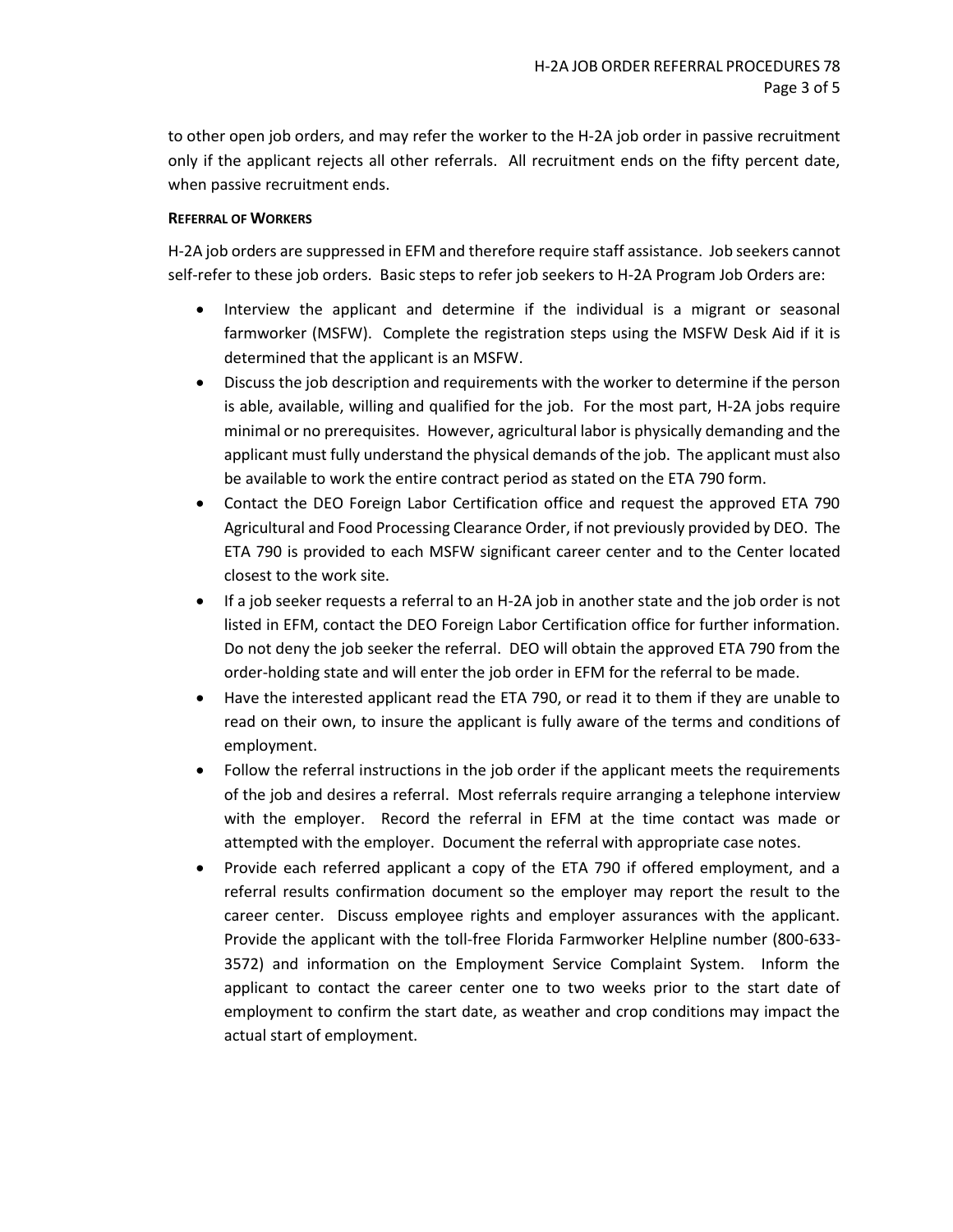to other open job orders, and may refer the worker to the H-2A job order in passive recruitment only if the applicant rejects all other referrals. All recruitment ends on the fifty percent date, when passive recruitment ends.

**REFERRAL OF WORKERS**

H-2A job orders are suppressed in EFM and therefore require staff assistance. Job seekers cannot self-refer to these job orders. Basic steps to refer job seekers to H-2A Program Job Orders are:

- Interview the applicant and determine if the individual is a migrant or seasonal farmworker (MSFW). Complete the registration steps using the MSFW Desk Aid if it is determined that the applicant is an MSFW.
- Discuss the job description and requirements with the worker to determine if the person is able, available, willing and qualified for the job. For the most part, H-2A jobs require minimal or no prerequisites. However, agricultural labor is physically demanding and the applicant must fully understand the physical demands of the job. The applicant must also be available to work the entire contract period as stated on the ETA 790 form.
- Contact the DEO Foreign Labor Certification office and request the approved ETA 790 Agricultural and Food Processing Clearance Order, if not previously provided by DEO. The ETA 790 is provided to each MSFW significant career center and to the Center located closest to the work site.
- If a job seeker requests a referral to an H-2A job in another state and the job order is not listed in EFM, contact the DEO Foreign Labor Certification office for further information. Do not deny the job seeker the referral. DEO will obtain the approved ETA 790 from the order-holding state and will enter the job order in EFM for the referral to be made.
- Have the interested applicant read the ETA 790, or read it to them if they are unable to read on their own, to insure the applicant is fully aware of the terms and conditions of employment.
- Follow the referral instructions in the job order if the applicant meets the requirements of the job and desires a referral. Most referrals require arranging a telephone interview with the employer. Record the referral in EFM at the time contact was made or attempted with the employer. Document the referral with appropriate case notes.
- Provide each referred applicant a copy of the ETA 790 if offered employment, and a referral results confirmation document so the employer may report the result to the career center. Discuss employee rights and employer assurances with the applicant. Provide the applicant with the toll-free Florida Farmworker Helpline number (800-633-3572) and information on the Employment Service Complaint System. Inform the applicant to contact the career center one to two weeks prior to the start date of employment to confirm the start date, as weather and crop conditions may impact the actual start of employment.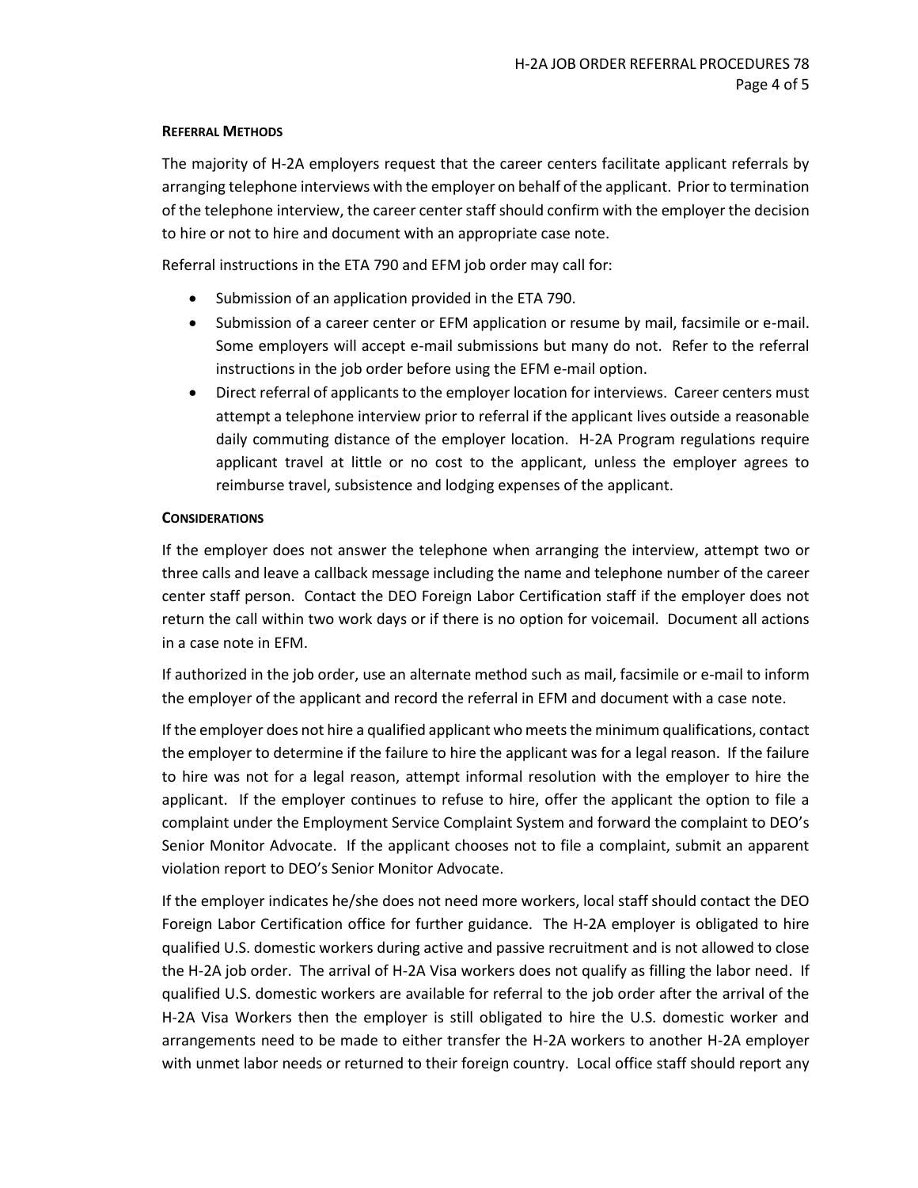### Referral Methods

The majority of H-2A employers request that the career centers facilitate applicant referrals by arranging telephone interviews with the employer on behalf of the applicant. Prior to termination of the telephone interview, the career center staff should confirm with the employer the decision to hire or not to hire and document with an appropriate case note.

Referral instructions in the ETA 790 and EFM job order may call for:

- Submission of an application provided in the ETA 790.
- Submission of a career center or EFM application or resume by mail, facsimile or e-mail. Some employers will accept e-mail submissions but many do not. Refer to the referral instructions in the job order before using the EFM e-mail option.
- Direct referral of applicants to the employer location for interviews. Career centers must attempt a telephone interview prior to referral if the applicant lives outside a reasonable daily commuting distance of the employer location. H-2A Program regulations require applicant travel at little or no cost to the applicant, unless the employer agrees to reimburse travel, subsistence and lodging expenses of the applicant.

### Considerations

If the employer does not answer the telephone when arranging the interview, attempt two or three calls and leave a callback message including the name and telephone number of the career center staff person. Contact the DEO Foreign Labor Certification staff if the employer does not return the call within two work days or if there is no option for voicemail. Document all actions in a case note in EFM.

If authorized in the job order, use an alternate method such as mail, facsimile or e-mail to inform the employer of the applicant and record the referral in EFM and document with a case note.

If the employer does not hire a qualified applicant who meets the minimum qualifications, contact the employer to determine if the failure to hire the applicant was for a legal reason. If the failure to hire was not for a legal reason, attempt informal resolution with the employer to hire the applicant. If the employer continues to refuse to hire, offer the applicant the option to file a complaint under the Employment Service Complaint System and forward the complaint to DEO's Senior Monitor Advocate. If the applicant chooses not to file a complaint, submit an apparent violation report to DEO's Senior Monitor Advocate.

If the employer indicates he/she does not need more workers, local staff should contact the DEO Foreign Labor Certification office for further guidance. The H-2A employer is obligated to hire qualified U.S. domestic workers during active and passive recruitment and is not allowed to close the H-2A job order. The arrival of H-2A Visa workers does not qualify as filling the labor need. If qualified U.S. domestic workers are available for referral to the job order after the arrival of the H-2A Visa Workers then the employer is still obligated to hire the U.S. domestic worker and arrangements need to be made to either transfer the H-2A workers to another H-2A employer with unmet labor needs or returned to their foreign country. Local office staff should report any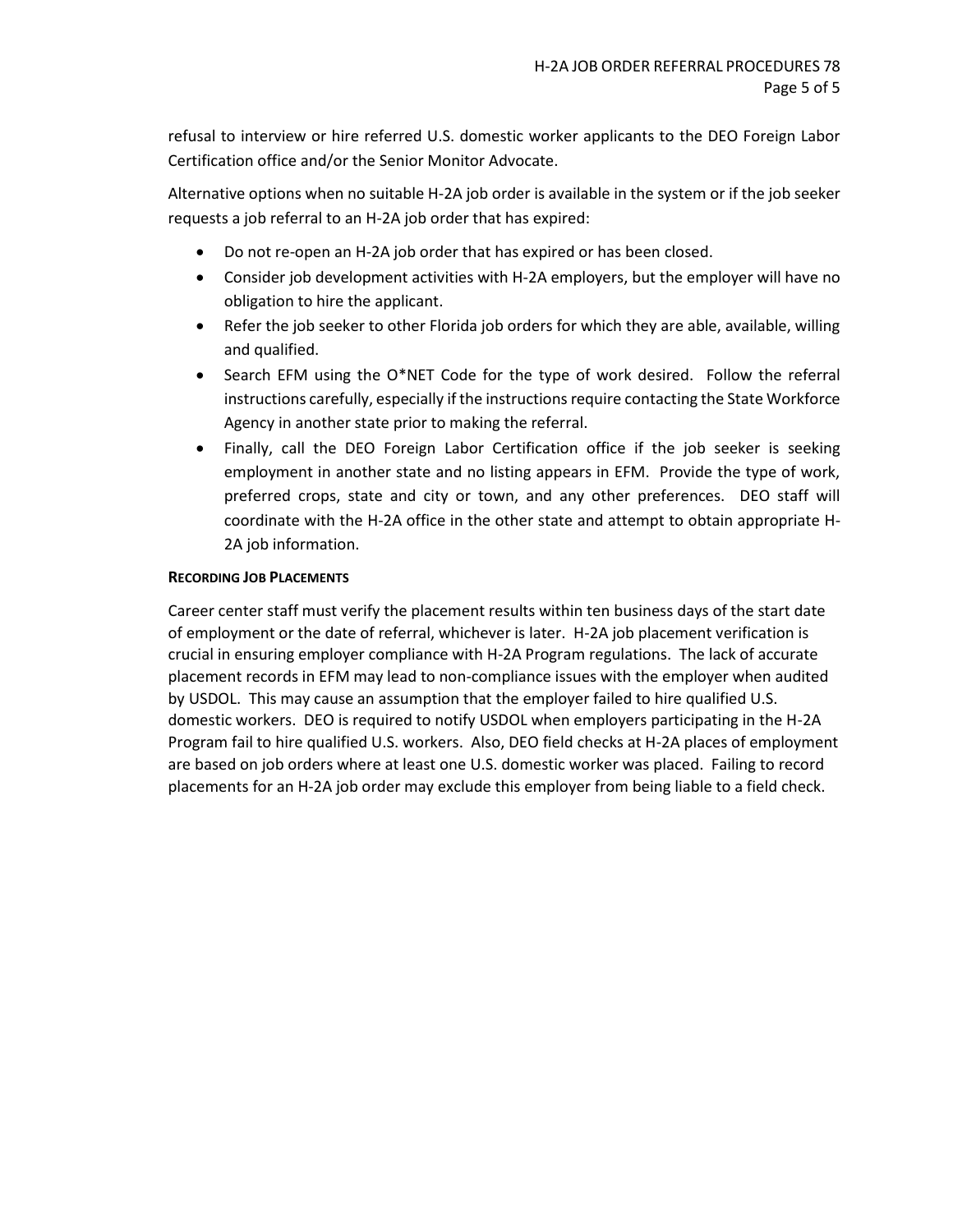refusal to interview or hire referred U.S. domestic worker applicants to the DEO Foreign Labor Certification office and/or the Senior Monitor Advocate.

Alternative options when no suitable H-2A job order is available in the system or if the job seeker requests a job referral to an H-2A job order that has expired:

- Do not re-open an H-2A job order that has expired or has been closed.
- Consider job development activities with H-2A employers, but the employer will have no obligation to hire the applicant.
- Refer the job seeker to other Florida job orders for which they are able, available, willing and qualified.
- Search EFM using the O*NET Code for the type of work desired. Follow the referral instructions carefully, especially if the instructions require contacting the State Workforce Agency in another state prior to making the referral.
- Finally, call the DEO Foreign Labor Certification office if the job seeker is seeking employment in another state and no listing appears in EFM. Provide the type of work, preferred crops, state and city or town, and any other preferences. DEO staff will coordinate with the H-2A office in the other state and attempt to obtain appropriate H-2A job information.

**RECORDING JOB PLACEMENTS**

Career center staff must verify the placement results within ten business days of the start date of employment or the date of referral, whichever is later. H-2A job placement verification is crucial in ensuring employer compliance with H-2A Program regulations. The lack of accurate placement records in EFM may lead to non-compliance issues with the employer when audited by USDOL. This may cause an assumption that the employer failed to hire qualified U.S. domestic workers. DEO is required to notify USDOL when employers participating in the H-2A Program fail to hire qualified U.S. workers. Also, DEO field checks at H-2A places of employment are based on job orders where at least one U.S. domestic worker was placed. Failing to record placements for an H-2A job order may exclude this employer from being liable to a field check.